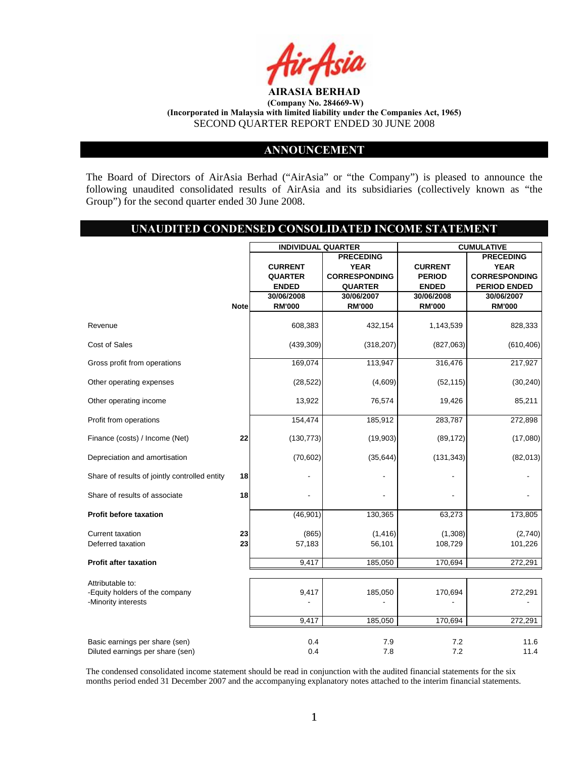# AIRASIA BERHAD

**(Company No. 284669-W)**
**(Incorporated in Malaysia with limited liability under the Companies Act, 1965)**
SECOND QUARTER REPORT ENDED 30 JUNE 2008

## ANNOUNCEMENT

The Board of Directors of AirAsia Berhad ("AirAsia" or "the Company") is pleased to announce the following unaudited consolidated results of AirAsia and its subsidiaries (collectively known as "the Group") for the second quarter ended 30 June 2008.

## UNAUDITED CONDENSED CONSOLIDATED INCOME STATEMENT

| | Note | INDIVIDUAL QUARTER | | CUMULATIVE | |
|---|---|---|---|---|---|
| | | CURRENT QUARTER ENDED | PRECEDING YEAR CORRESPONDING QUARTER | CURRENT PERIOD ENDED | PRECEDING YEAR CORRESPONDING PERIOD ENDED |
| | | 30/06/2008 RM'000 | 30/06/2007 RM'000 | 30/06/2008 RM'000 | 30/06/2007 RM'000 |
| Revenue | | 608,383 | 432,154 | 1,143,539 | 828,333 |
| Cost of Sales | | (439,309) | (318,207) | (827,063) | (610,406) |
| Gross profit from operations | | 169,074 | 113,947 | 316,476 | 217,927 |
| Other operating expenses | | (28,522) | (4,609) | (52,115) | (30,240) |
| Other operating income | | 13,922 | 76,574 | 19,426 | 85,211 |
| Profit from operations | | 154,474 | 185,912 | 283,787 | 272,898 |
| Finance (costs) / Income (Net) | 22 | (130,773) | (19,903) | (89,172) | (17,080) |
| Depreciation and amortisation | | (70,602) | (35,644) | (131,343) | (82,013) |
| Share of results of jointly controlled entity | 18 | - | - | - | - |
| Share of results of associate | 18 | - | - | - | - |
| **Profit before taxation** | | (46,901) | 130,365 | 63,273 | 173,805 |
| Current taxation | 23 | (865) | (1,416) | (1,308) | (2,740) |
| Deferred taxation | 23 | 57,183 | 56,101 | 108,729 | 101,226 |
| **Profit after taxation** | | 9,417 | 185,050 | 170,694 | 272,291 |
| Attributable to: | | | | | |
| -Equity holders of the company | | 9,417 | 185,050 | 170,694 | 272,291 |
| -Minority interests | | - | - | - | - |
| | | 9,417 | 185,050 | 170,694 | 272,291 |
| Basic earnings per share (sen) | | 0.4 | 7.9 | 7.2 | 11.6 |
| Diluted earnings per share (sen) | | 0.4 | 7.8 | 7.2 | 11.4 |

The condensed consolidated income statement should be read in conjunction with the audited financial statements for the six months period ended 31 December 2007 and the accompanying explanatory notes attached to the interim financial statements.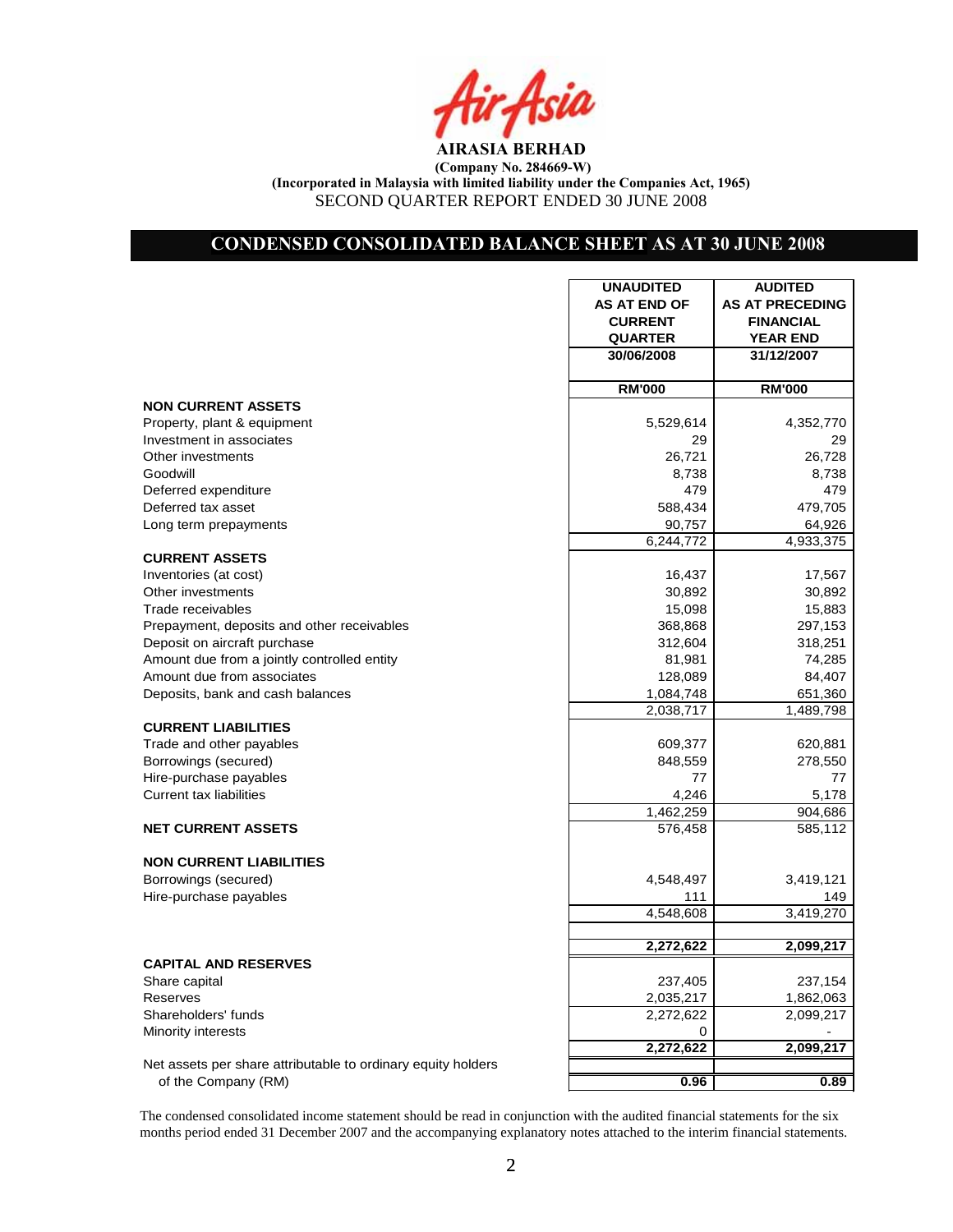**AIRASIA BERHAD**

**(Company No. 284669-W)**

**(Incorporated in Malaysia with limited liability under the Companies Act, 1965)**

SECOND QUARTER REPORT ENDED 30 JUNE 2008

## CONDENSED CONSOLIDATED BALANCE SHEET AS AT 30 JUNE 2008

| | UNAUDITED AS AT END OF CURRENT QUARTER 30/06/2008 | AUDITED AS AT PRECEDING FINANCIAL YEAR END 31/12/2007 |
|---|---|---|
| | RM'000 | RM'000 |
| **NON CURRENT ASSETS** | | |
| Property, plant & equipment | 5,529,614 | 4,352,770 |
| Investment in associates | 29 | 29 |
| Other investments | 26,721 | 26,728 |
| Goodwill | 8,738 | 8,738 |
| Deferred expenditure | 479 | 479 |
| Deferred tax asset | 588,434 | 479,705 |
| Long term prepayments | 90,757 | 64,926 |
| | 6,244,772 | 4,933,375 |
| **CURRENT ASSETS** | | |
| Inventories (at cost) | 16,437 | 17,567 |
| Other investments | 30,892 | 30,892 |
| Trade receivables | 15,098 | 15,883 |
| Prepayment, deposits and other receivables | 368,868 | 297,153 |
| Deposit on aircraft purchase | 312,604 | 318,251 |
| Amount due from a jointly controlled entity | 81,981 | 74,285 |
| Amount due from associates | 128,089 | 84,407 |
| Deposits, bank and cash balances | 1,084,748 | 651,360 |
| | 2,038,717 | 1,489,798 |
| **CURRENT LIABILITIES** | | |
| Trade and other payables | 609,377 | 620,881 |
| Borrowings (secured) | 848,559 | 278,550 |
| Hire-purchase payables | 77 | 77 |
| Current tax liabilities | 4,246 | 5,178 |
| | 1,462,259 | 904,686 |
| **NET CURRENT ASSETS** | 576,458 | 585,112 |
| **NON CURRENT LIABILITIES** | | |
| Borrowings (secured) | 4,548,497 | 3,419,121 |
| Hire-purchase payables | 111 | 149 |
| | 4,548,608 | 3,419,270 |
| | **2,272,622** | **2,099,217** |
| **CAPITAL AND RESERVES** | | |
| Share capital | 237,405 | 237,154 |
| Reserves | 2,035,217 | 1,862,063 |
| Shareholders' funds | 2,272,622 | 2,099,217 |
| Minority interests | 0 | - |
| | **2,272,622** | **2,099,217** |
| Net assets per share attributable to ordinary equity holders of the Company (RM) | **0.96** | **0.89** |

The condensed consolidated income statement should be read in conjunction with the audited financial statements for the six months period ended 31 December 2007 and the accompanying explanatory notes attached to the interim financial statements.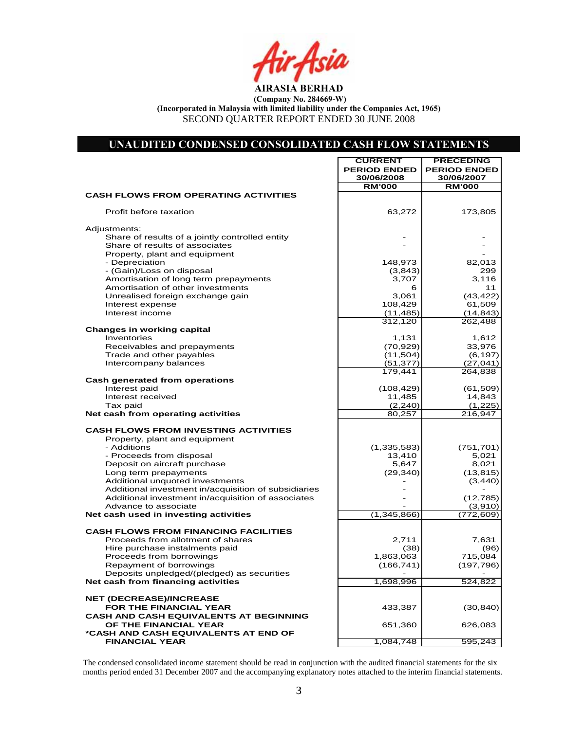**AIRASIA BERHAD**

**(Company No. 284669-W)**

**(Incorporated in Malaysia with limited liability under the Companies Act, 1965)**

SECOND QUARTER REPORT ENDED 30 JUNE 2008

## UNAUDITED CONDENSED CONSOLIDATED CASH FLOW STATEMENTS

| | CURRENT PERIOD ENDED 30/06/2008 | PRECEDING PERIOD ENDED 30/06/2007 |
|---|---|---|
| | RM'000 | RM'000 |
| **CASH FLOWS FROM OPERATING ACTIVITIES** | | |
| Profit before taxation | 63,272 | 173,805 |
| Adjustments: | | |
| Share of results of a jointly controlled entity | - | - |
| Share of results of associates | - | - |
| Property, plant and equipment | | - |
| - Depreciation | 148,973 | 82,013 |
| - (Gain)/Loss on disposal | (3,843) | 299 |
| Amortisation of long term prepayments | 3,707 | 3,116 |
| Amortisation of other investments | 6 | 11 |
| Unrealised foreign exchange gain | 3,061 | (43,422) |
| Interest expense | 108,429 | 61,509 |
| Interest income | (11,485) | (14,843) |
| | 312,120 | 262,488 |
| **Changes in working capital** | | |
| Inventories | 1,131 | 1,612 |
| Receivables and prepayments | (70,929) | 33,976 |
| Trade and other payables | (11,504) | (6,197) |
| Intercompany balances | (51,377) | (27,041) |
| | 179,441 | 264,838 |
| **Cash generated from operations** | | |
| Interest paid | (108,429) | (61,509) |
| Interest received | 11,485 | 14,843 |
| Tax paid | (2,240) | (1,225) |
| **Net cash from operating activities** | 80,257 | 216,947 |
| **CASH FLOWS FROM INVESTING ACTIVITIES** | | |
| Property, plant and equipment | | |
| - Additions | (1,335,583) | (751,701) |
| - Proceeds from disposal | 13,410 | 5,021 |
| Deposit on aircraft purchase | 5,647 | 8,021 |
| Long term prepayments | (29,340) | (13,815) |
| Additional unquoted investments | - | (3,440) |
| Additional investment in/acquisition of subsidiaries | - | - |
| Additional investment in/acquisition of associates | - | (12,785) |
| Advance to associate | - | (3,910) |
| **Net cash used in investing activities** | (1,345,866) | (772,609) |
| **CASH FLOWS FROM FINANCING FACILITIES** | | |
| Proceeds from allotment of shares | 2,711 | 7,631 |
| Hire purchase instalments paid | (38) | (96) |
| Proceeds from borrowings | 1,863,063 | 715,084 |
| Repayment of borrowings | (166,741) | (197,796) |
| Deposits unpledged/(pledged) as securities | - | - |
| **Net cash from financing activities** | 1,698,996 | 524,822 |
| **NET (DECREASE)/INCREASE FOR THE FINANCIAL YEAR** | 433,387 | (30,840) |
| **CASH AND CASH EQUIVALENTS AT BEGINNING OF THE FINANCIAL YEAR** | 651,360 | 626,083 |
| ***CASH AND CASH EQUIVALENTS AT END OF FINANCIAL YEAR** | 1,084,748 | 595,243 |

The condensed consolidated income statement should be read in conjunction with the audited financial statements for the six months period ended 31 December 2007 and the accompanying explanatory notes attached to the interim financial statements.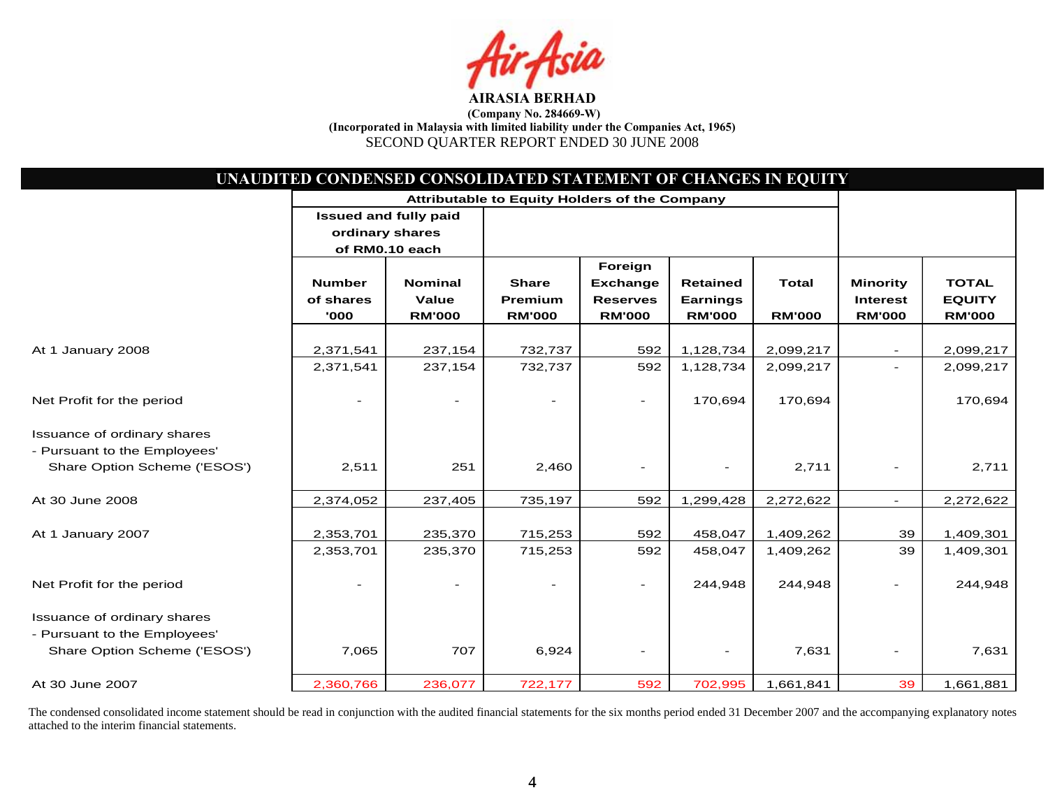**AIRASIA BERHAD**

**(Company No. 284669-W)**

**(Incorporated in Malaysia with limited liability under the Companies Act, 1965)**

SECOND QUARTER REPORT ENDED 30 JUNE 2008

## UNAUDITED CONDENSED CONSOLIDATED STATEMENT OF CHANGES IN EQUITY

| | Attributable to Equity Holders of the Company | | | | | | | |
|---|---|---|---|---|---|---|---|---|
| | Issued and fully paid ordinary shares of RM0.10 each | | | | | | | |
| | Number of shares '000 | Nominal Value RM'000 | Share Premium RM'000 | Foreign Exchange Reserves RM'000 | Retained Earnings RM'000 | Total RM'000 | Minority Interest RM'000 | TOTAL EQUITY RM'000 |
| At 1 January 2008 | 2,371,541 | 237,154 | 732,737 | 592 | 1,128,734 | 2,099,217 | - | 2,099,217 |
| | 2,371,541 | 237,154 | 732,737 | 592 | 1,128,734 | 2,099,217 | - | 2,099,217 |
| Net Profit for the period | - | - | - | - | 170,694 | 170,694 | | 170,694 |
| Issuance of ordinary shares - Pursuant to the Employees' Share Option Scheme ('ESOS') | 2,511 | 251 | 2,460 | - | - | 2,711 | - | 2,711 |
| At 30 June 2008 | 2,374,052 | 237,405 | 735,197 | 592 | 1,299,428 | 2,272,622 | - | 2,272,622 |
| At 1 January 2007 | 2,353,701 | 235,370 | 715,253 | 592 | 458,047 | 1,409,262 | 39 | 1,409,301 |
| | 2,353,701 | 235,370 | 715,253 | 592 | 458,047 | 1,409,262 | 39 | 1,409,301 |
| Net Profit for the period | - | - | - | - | 244,948 | 244,948 | - | 244,948 |
| Issuance of ordinary shares - Pursuant to the Employees' Share Option Scheme ('ESOS') | 7,065 | 707 | 6,924 | - | - | 7,631 | - | 7,631 |
| At 30 June 2007 | 2,360,766 | 236,077 | 722,177 | 592 | 702,995 | 1,661,841 | 39 | 1,661,881 |

The condensed consolidated income statement should be read in conjunction with the audited financial statements for the six months period ended 31 December 2007 and the accompanying explanatory notes attached to the interim financial statements.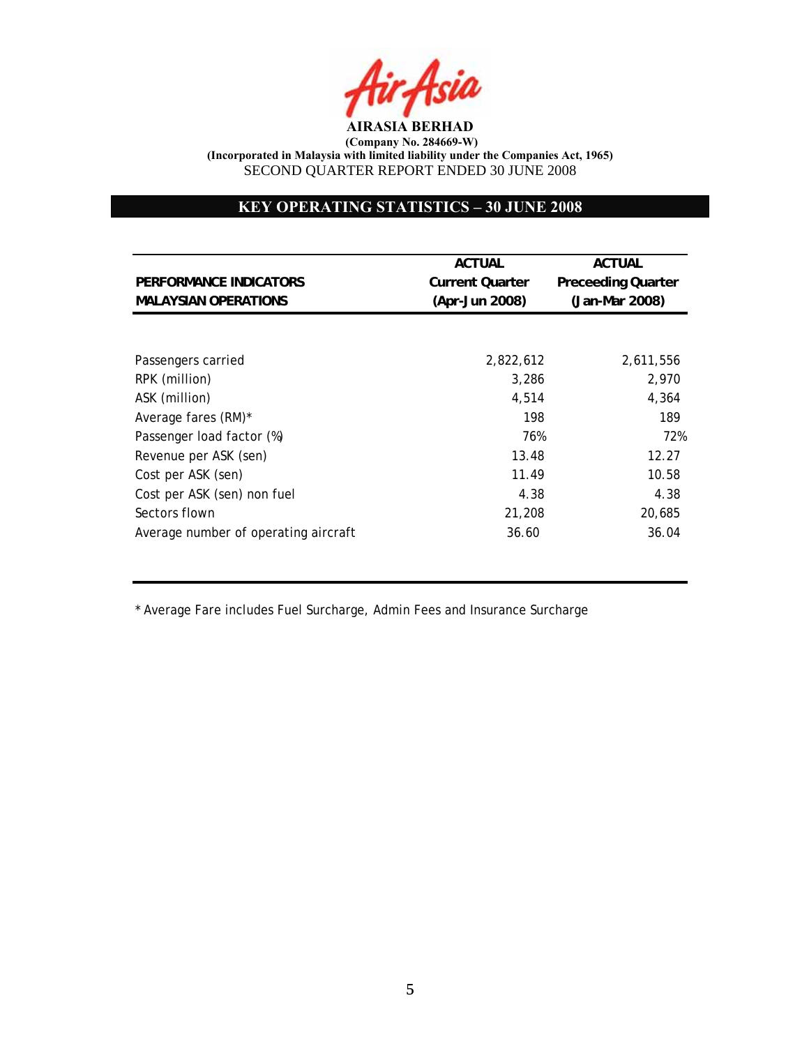**AIRASIA BERHAD**
**(Company No. 284669-W)**
**(Incorporated in Malaysia with limited liability under the Companies Act, 1965)**
SECOND QUARTER REPORT ENDED 30 JUNE 2008

## KEY OPERATING STATISTICS – 30 JUNE 2008

| PERFORMANCE INDICATORS MALAYSIAN OPERATIONS | ACTUAL Current Quarter (Apr-Jun 2008) | ACTUAL Preceeding Quarter (Jan-Mar 2008) |
|---|---|---|
| Passengers carried | 2,822,612 | 2,611,556 |
| RPK (million) | 3,286 | 2,970 |
| ASK (million) | 4,514 | 4,364 |
| Average fares (RM)* | 198 | 189 |
| Passenger load factor (%) | 76% | 72% |
| Revenue per ASK (sen) | 13.48 | 12.27 |
| Cost per ASK (sen) | 11.49 | 10.58 |
| Cost per ASK (sen) non fuel | 4.38 | 4.38 |
| Sectors flown | 21,208 | 20,685 |
| Average number of operating aircraft | 36.60 | 36.04 |

* Average Fare includes Fuel Surcharge, Admin Fees and Insurance Surcharge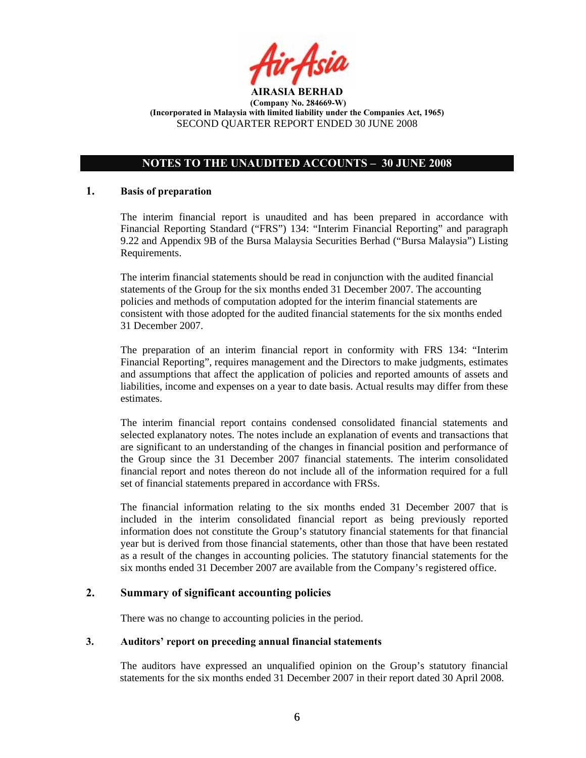**AIRASIA BERHAD**
**(Company No. 284669-W)**
**(Incorporated in Malaysia with limited liability under the Companies Act, 1965)**
SECOND QUARTER REPORT ENDED 30 JUNE 2008

## NOTES TO THE UNAUDITED ACCOUNTS – 30 JUNE 2008

### 1. Basis of preparation

The interim financial report is unaudited and has been prepared in accordance with Financial Reporting Standard ("FRS") 134: "Interim Financial Reporting" and paragraph 9.22 and Appendix 9B of the Bursa Malaysia Securities Berhad ("Bursa Malaysia") Listing Requirements.

The interim financial statements should be read in conjunction with the audited financial statements of the Group for the six months ended 31 December 2007. The accounting policies and methods of computation adopted for the interim financial statements are consistent with those adopted for the audited financial statements for the six months ended 31 December 2007.

The preparation of an interim financial report in conformity with FRS 134: "Interim Financial Reporting", requires management and the Directors to make judgments, estimates and assumptions that affect the application of policies and reported amounts of assets and liabilities, income and expenses on a year to date basis. Actual results may differ from these estimates.

The interim financial report contains condensed consolidated financial statements and selected explanatory notes. The notes include an explanation of events and transactions that are significant to an understanding of the changes in financial position and performance of the Group since the 31 December 2007 financial statements. The interim consolidated financial report and notes thereon do not include all of the information required for a full set of financial statements prepared in accordance with FRSs.

The financial information relating to the six months ended 31 December 2007 that is included in the interim consolidated financial report as being previously reported information does not constitute the Group's statutory financial statements for that financial year but is derived from those financial statements, other than those that have been restated as a result of the changes in accounting policies. The statutory financial statements for the six months ended 31 December 2007 are available from the Company's registered office.

### 2. Summary of significant accounting policies

There was no change to accounting policies in the period.

### 3. Auditors' report on preceding annual financial statements

The auditors have expressed an unqualified opinion on the Group's statutory financial statements for the six months ended 31 December 2007 in their report dated 30 April 2008.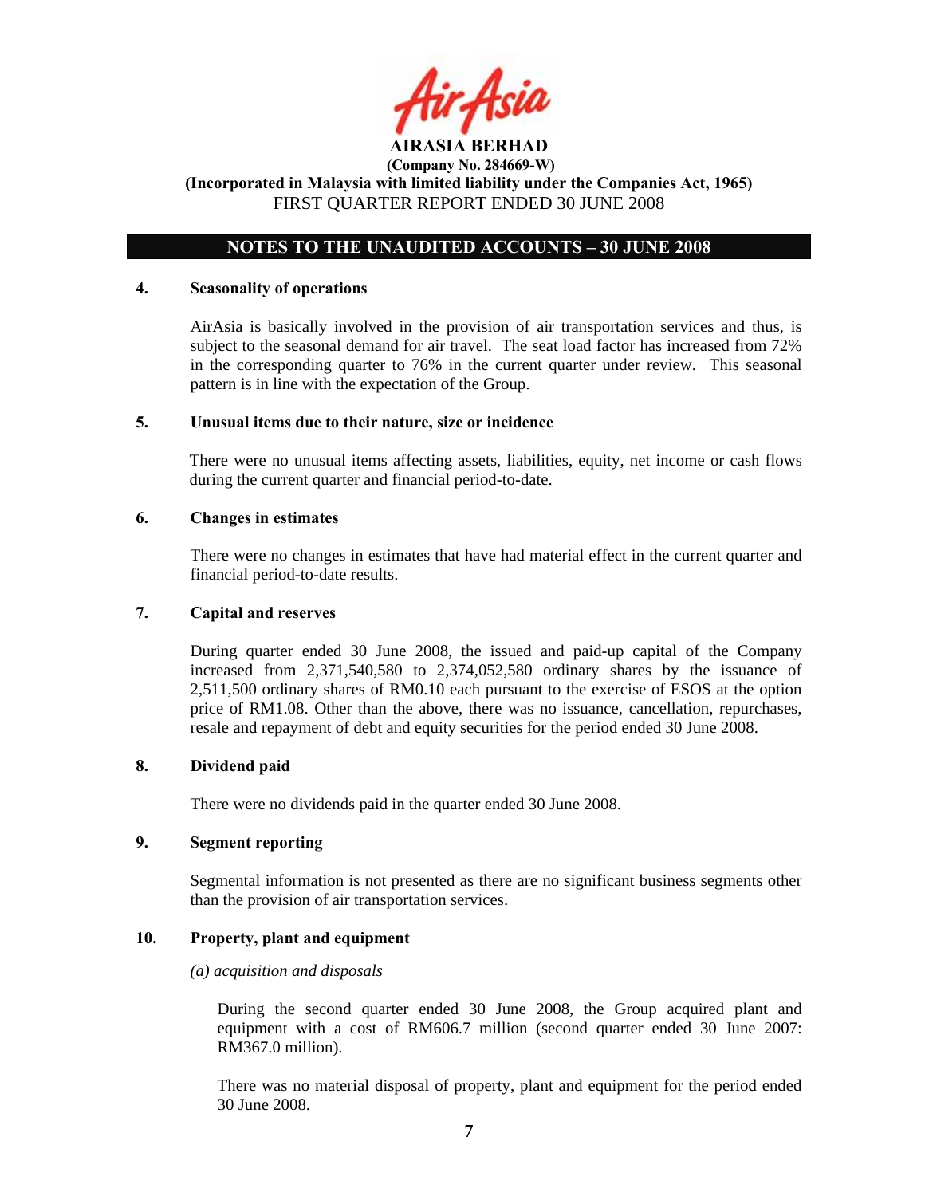**AIRASIA BERHAD**
**(Company No. 284669-W)**
**(Incorporated in Malaysia with limited liability under the Companies Act, 1965)**
FIRST QUARTER REPORT ENDED 30 JUNE 2008

## NOTES TO THE UNAUDITED ACCOUNTS – 30 JUNE 2008

### 4. Seasonality of operations

AirAsia is basically involved in the provision of air transportation services and thus, is subject to the seasonal demand for air travel. The seat load factor has increased from 72% in the corresponding quarter to 76% in the current quarter under review. This seasonal pattern is in line with the expectation of the Group.

### 5. Unusual items due to their nature, size or incidence

There were no unusual items affecting assets, liabilities, equity, net income or cash flows during the current quarter and financial period-to-date.

### 6. Changes in estimates

There were no changes in estimates that have had material effect in the current quarter and financial period-to-date results.

### 7. Capital and reserves

During quarter ended 30 June 2008, the issued and paid-up capital of the Company increased from 2,371,540,580 to 2,374,052,580 ordinary shares by the issuance of 2,511,500 ordinary shares of RM0.10 each pursuant to the exercise of ESOS at the option price of RM1.08. Other than the above, there was no issuance, cancellation, repurchases, resale and repayment of debt and equity securities for the period ended 30 June 2008.

### 8. Dividend paid

There were no dividends paid in the quarter ended 30 June 2008.

### 9. Segment reporting

Segmental information is not presented as there are no significant business segments other than the provision of air transportation services.

### 10. Property, plant and equipment

*(a) acquisition and disposals*

During the second quarter ended 30 June 2008, the Group acquired plant and equipment with a cost of RM606.7 million (second quarter ended 30 June 2007: RM367.0 million).

There was no material disposal of property, plant and equipment for the period ended 30 June 2008.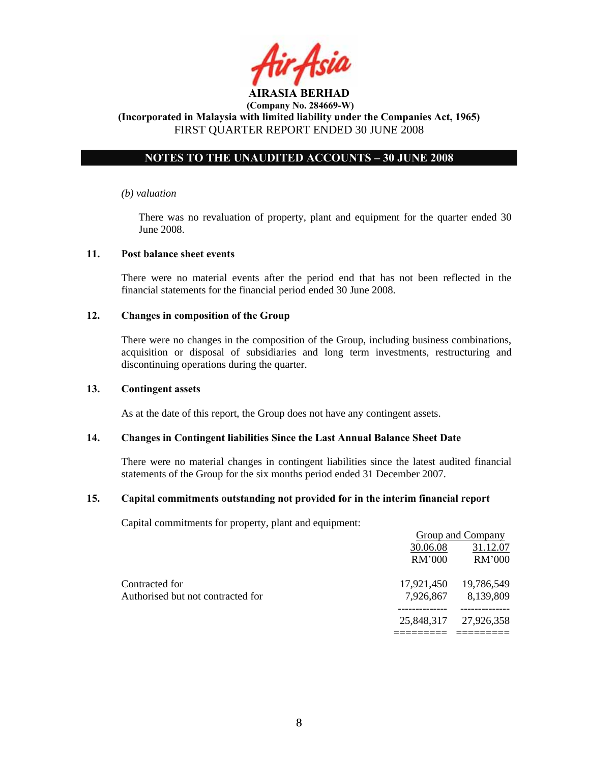AIRASIA BERHAD

(Company No. 284669-W)

(Incorporated in Malaysia with limited liability under the Companies Act, 1965)

FIRST QUARTER REPORT ENDED 30 JUNE 2008

## NOTES TO THE UNAUDITED ACCOUNTS – 30 JUNE 2008

*(b) valuation*

There was no revaluation of property, plant and equipment for the quarter ended 30 June 2008.

### 11. Post balance sheet events

There were no material events after the period end that has not been reflected in the financial statements for the financial period ended 30 June 2008.

### 12. Changes in composition of the Group

There were no changes in the composition of the Group, including business combinations, acquisition or disposal of subsidiaries and long term investments, restructuring and discontinuing operations during the quarter.

### 13. Contingent assets

As at the date of this report, the Group does not have any contingent assets.

### 14. Changes in Contingent liabilities Since the Last Annual Balance Sheet Date

There were no material changes in contingent liabilities since the latest audited financial statements of the Group for the six months period ended 31 December 2007.

### 15. Capital commitments outstanding not provided for in the interim financial report

Capital commitments for property, plant and equipment:

| | Group and Company | |
|---|---|---|
| | 30.06.08 | 31.12.07 |
| | RM'000 | RM'000 |
| Contracted for | 17,921,450 | 19,786,549 |
| Authorised but not contracted for | 7,926,867 | 8,139,809 |
| | 25,848,317 | 27,926,358 |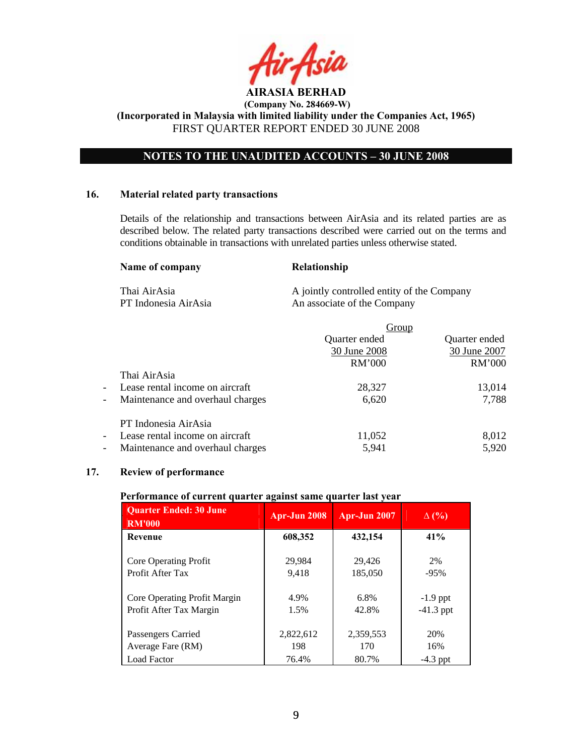**AIRASIA BERHAD**
**(Company No. 284669-W)**
**(Incorporated in Malaysia with limited liability under the Companies Act, 1965)**
FIRST QUARTER REPORT ENDED 30 JUNE 2008

## NOTES TO THE UNAUDITED ACCOUNTS – 30 JUNE 2008

### 16. Material related party transactions

Details of the relationship and transactions between AirAsia and its related parties are as described below. The related party transactions described were carried out on the terms and conditions obtainable in transactions with unrelated parties unless otherwise stated.

| Name of company | Relationship |
|---|---|
| Thai AirAsia | A jointly controlled entity of the Company |
| PT Indonesia AirAsia | An associate of the Company |

| | Group | |
|---|---|---|
| | Quarter ended 30 June 2008 RM'000 | Quarter ended 30 June 2007 RM'000 |
| **Thai AirAsia** | | |
| - Lease rental income on aircraft | 28,327 | 13,014 |
| - Maintenance and overhaul charges | 6,620 | 7,788 |
| **PT Indonesia AirAsia** | | |
| - Lease rental income on aircraft | 11,052 | 8,012 |
| - Maintenance and overhaul charges | 5,941 | 5,920 |

### 17. Review of performance

**Performance of current quarter against same quarter last year**

| Quarter Ended: 30 June RM'000 | Apr-Jun 2008 | Apr-Jun 2007 | Δ (%) |
|---|---|---|---|
| **Revenue** | **608,352** | **432,154** | **41%** |
| Core Operating Profit | 29,984 | 29,426 | 2% |
| Profit After Tax | 9,418 | 185,050 | -95% |
| Core Operating Profit Margin | 4.9% | 6.8% | -1.9 ppt |
| Profit After Tax Margin | 1.5% | 42.8% | -41.3 ppt |
| Passengers Carried | 2,822,612 | 2,359,553 | 20% |
| Average Fare (RM) | 198 | 170 | 16% |
| Load Factor | 76.4% | 80.7% | -4.3 ppt |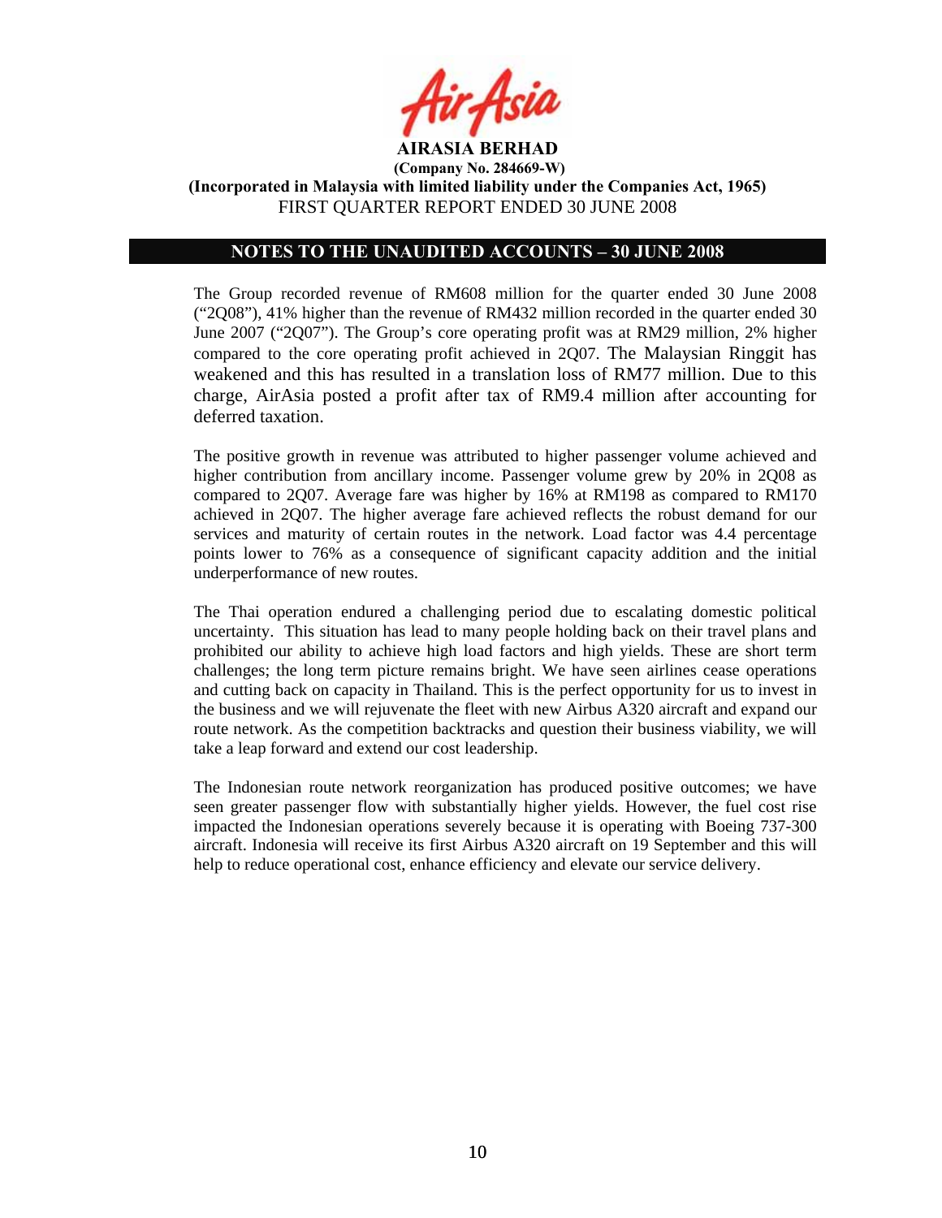**AIRASIA BERHAD**

**(Company No. 284669-W)**

**(Incorporated in Malaysia with limited liability under the Companies Act, 1965)**

FIRST QUARTER REPORT ENDED 30 JUNE 2008

## NOTES TO THE UNAUDITED ACCOUNTS – 30 JUNE 2008

The Group recorded revenue of RM608 million for the quarter ended 30 June 2008 ("2Q08"), 41% higher than the revenue of RM432 million recorded in the quarter ended 30 June 2007 ("2Q07"). The Group's core operating profit was at RM29 million, 2% higher compared to the core operating profit achieved in 2Q07. The Malaysian Ringgit has weakened and this has resulted in a translation loss of RM77 million. Due to this charge, AirAsia posted a profit after tax of RM9.4 million after accounting for deferred taxation.

The positive growth in revenue was attributed to higher passenger volume achieved and higher contribution from ancillary income. Passenger volume grew by 20% in 2Q08 as compared to 2Q07. Average fare was higher by 16% at RM198 as compared to RM170 achieved in 2Q07. The higher average fare achieved reflects the robust demand for our services and maturity of certain routes in the network. Load factor was 4.4 percentage points lower to 76% as a consequence of significant capacity addition and the initial underperformance of new routes.

The Thai operation endured a challenging period due to escalating domestic political uncertainty. This situation has lead to many people holding back on their travel plans and prohibited our ability to achieve high load factors and high yields. These are short term challenges; the long term picture remains bright. We have seen airlines cease operations and cutting back on capacity in Thailand. This is the perfect opportunity for us to invest in the business and we will rejuvenate the fleet with new Airbus A320 aircraft and expand our route network. As the competition backtracks and question their business viability, we will take a leap forward and extend our cost leadership.

The Indonesian route network reorganization has produced positive outcomes; we have seen greater passenger flow with substantially higher yields. However, the fuel cost rise impacted the Indonesian operations severely because it is operating with Boeing 737-300 aircraft. Indonesia will receive its first Airbus A320 aircraft on 19 September and this will help to reduce operational cost, enhance efficiency and elevate our service delivery.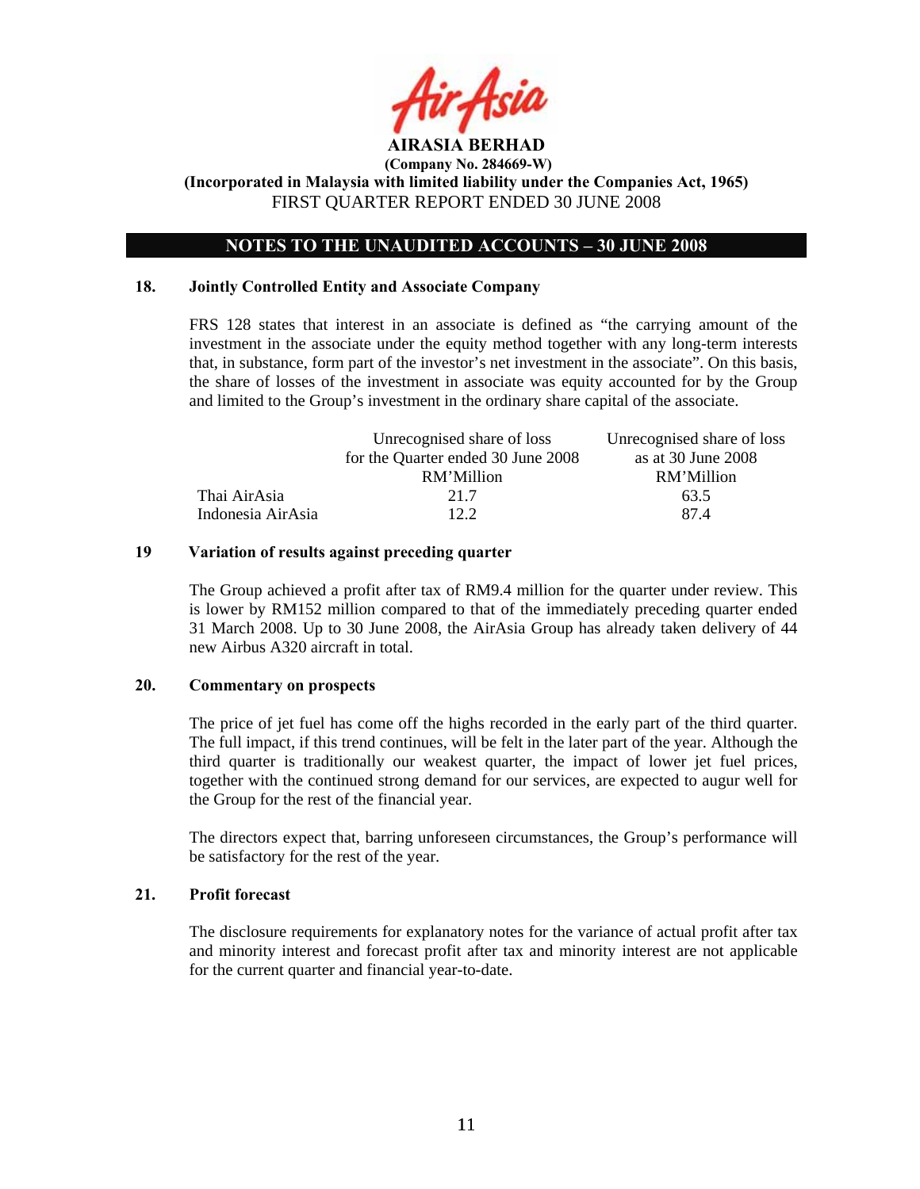**AIRASIA BERHAD**
**(Company No. 284669-W)**
**(Incorporated in Malaysia with limited liability under the Companies Act, 1965)**
FIRST QUARTER REPORT ENDED 30 JUNE 2008

## NOTES TO THE UNAUDITED ACCOUNTS – 30 JUNE 2008

### 18. Jointly Controlled Entity and Associate Company

FRS 128 states that interest in an associate is defined as "the carrying amount of the investment in the associate under the equity method together with any long-term interests that, in substance, form part of the investor's net investment in the associate". On this basis, the share of losses of the investment in associate was equity accounted for by the Group and limited to the Group's investment in the ordinary share capital of the associate.

| | Unrecognised share of loss for the Quarter ended 30 June 2008 | Unrecognised share of loss as at 30 June 2008 |
|---|---|---|
| | RM'Million | RM'Million |
| Thai AirAsia | 21.7 | 63.5 |
| Indonesia AirAsia | 12.2 | 87.4 |

### 19 Variation of results against preceding quarter

The Group achieved a profit after tax of RM9.4 million for the quarter under review. This is lower by RM152 million compared to that of the immediately preceding quarter ended 31 March 2008. Up to 30 June 2008, the AirAsia Group has already taken delivery of 44 new Airbus A320 aircraft in total.

### 20. Commentary on prospects

The price of jet fuel has come off the highs recorded in the early part of the third quarter. The full impact, if this trend continues, will be felt in the later part of the year. Although the third quarter is traditionally our weakest quarter, the impact of lower jet fuel prices, together with the continued strong demand for our services, are expected to augur well for the Group for the rest of the financial year.

The directors expect that, barring unforeseen circumstances, the Group's performance will be satisfactory for the rest of the year.

### 21. Profit forecast

The disclosure requirements for explanatory notes for the variance of actual profit after tax and minority interest and forecast profit after tax and minority interest are not applicable for the current quarter and financial year-to-date.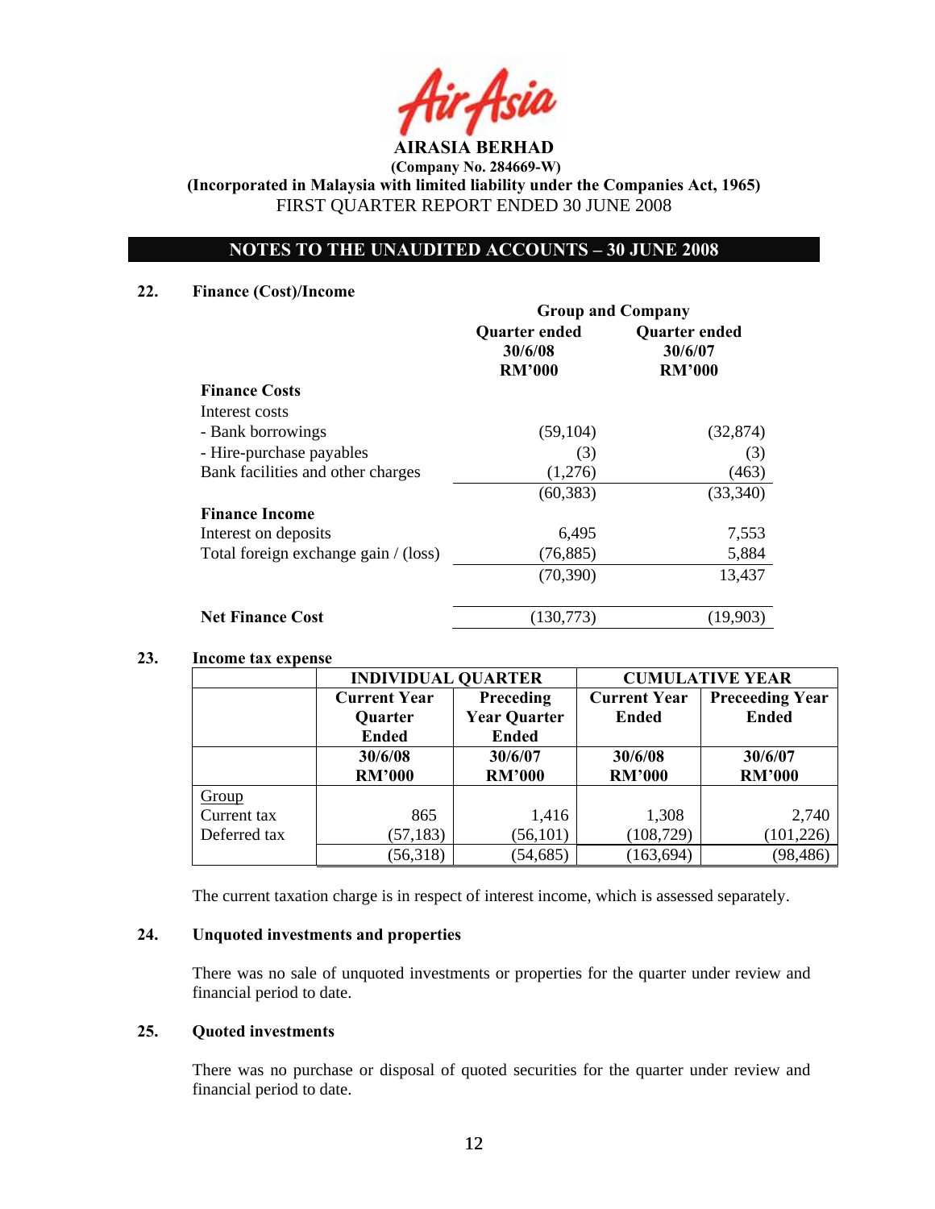**AIRASIA BERHAD**

**(Company No. 284669-W)**

**(Incorporated in Malaysia with limited liability under the Companies Act, 1965)**

FIRST QUARTER REPORT ENDED 30 JUNE 2008

## NOTES TO THE UNAUDITED ACCOUNTS – 30 JUNE 2008

### 22. Finance (Cost)/Income

| | Group and Company | |
|---|---|---|
| | Quarter ended 30/6/08 RM'000 | Quarter ended 30/6/07 RM'000 |
| **Finance Costs** | | |
| Interest costs | | |
| - Bank borrowings | (59,104) | (32,874) |
| - Hire-purchase payables | (3) | (3) |
| Bank facilities and other charges | (1,276) | (463) |
| | (60,383) | (33,340) |
| **Finance Income** | | |
| Interest on deposits | 6,495 | 7,553 |
| Total foreign exchange gain / (loss) | (76,885) | 5,884 |
| | (70,390) | 13,437 |
| **Net Finance Cost** | (130,773) | (19,903) |

### 23. Income tax expense

| | INDIVIDUAL QUARTER | | CUMULATIVE YEAR | |
|---|---|---|---|---|
| | Current Year Quarter Ended | Preceding Year Quarter Ended | Current Year Ended | Preceeding Year Ended |
| | 30/6/08 RM'000 | 30/6/07 RM'000 | 30/6/08 RM'000 | 30/6/07 RM'000 |
| Group | | | | |
| Current tax | 865 | 1,416 | 1,308 | 2,740 |
| Deferred tax | (57,183) | (56,101) | (108,729) | (101,226) |
| | (56,318) | (54,685) | (163,694) | (98,486) |

The current taxation charge is in respect of interest income, which is assessed separately.

### 24. Unquoted investments and properties

There was no sale of unquoted investments or properties for the quarter under review and financial period to date.

### 25. Quoted investments

There was no purchase or disposal of quoted securities for the quarter under review and financial period to date.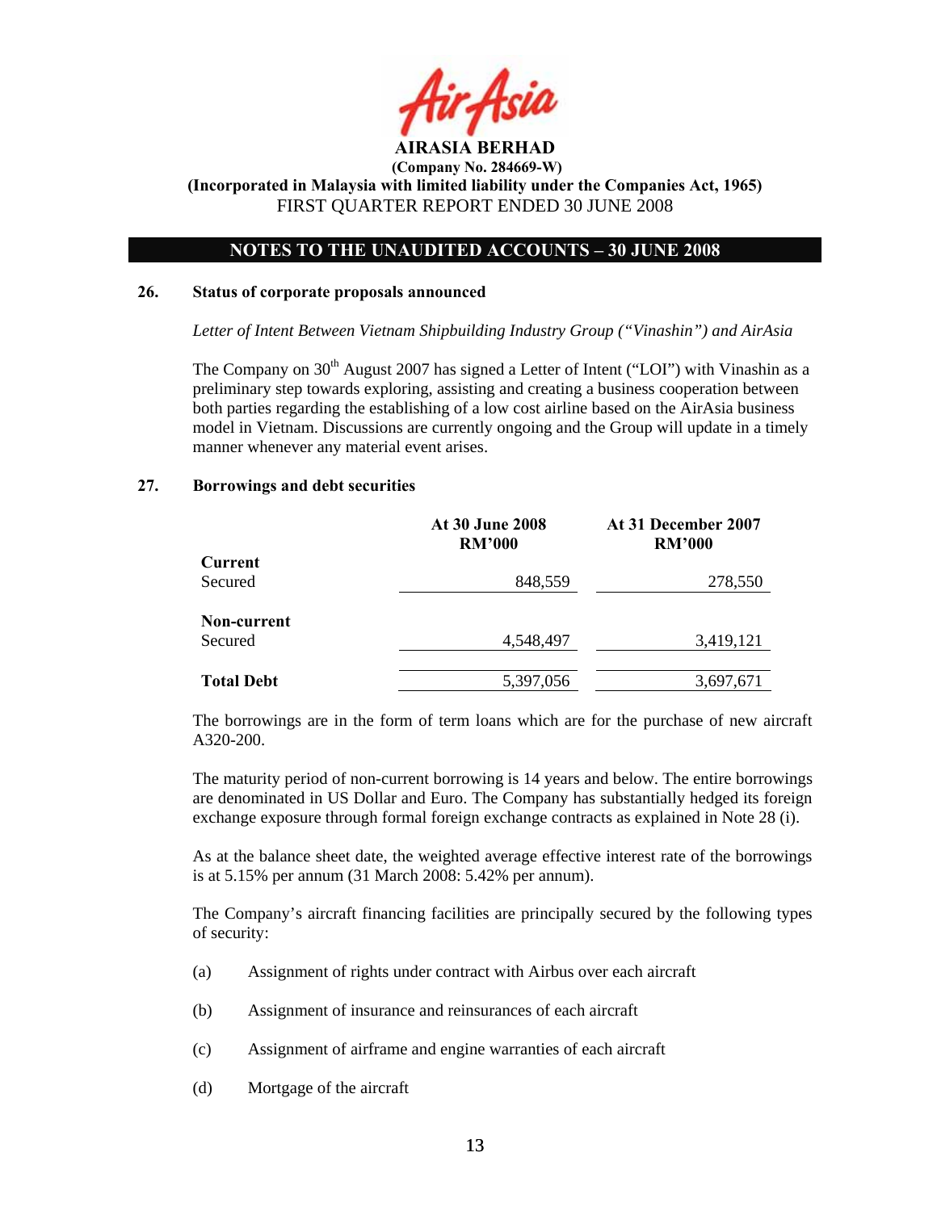**AIRASIA BERHAD**

**(Company No. 284669-W)**

**(Incorporated in Malaysia with limited liability under the Companies Act, 1965)**

FIRST QUARTER REPORT ENDED 30 JUNE 2008

## NOTES TO THE UNAUDITED ACCOUNTS – 30 JUNE 2008

### 26. Status of corporate proposals announced

*Letter of Intent Between Vietnam Shipbuilding Industry Group ("Vinashin") and AirAsia*

The Company on 30th August 2007 has signed a Letter of Intent ("LOI") with Vinashin as a preliminary step towards exploring, assisting and creating a business cooperation between both parties regarding the establishing of a low cost airline based on the AirAsia business model in Vietnam. Discussions are currently ongoing and the Group will update in a timely manner whenever any material event arises.

### 27. Borrowings and debt securities

| | At 30 June 2008<br>RM'000 | At 31 December 2007<br>RM'000 |
|---|---|---|
| **Current** | | |
| Secured | 848,559 | 278,550 |
| **Non-current** | | |
| Secured | 4,548,497 | 3,419,121 |
| **Total Debt** | 5,397,056 | 3,697,671 |

The borrowings are in the form of term loans which are for the purchase of new aircraft A320-200.

The maturity period of non-current borrowing is 14 years and below. The entire borrowings are denominated in US Dollar and Euro. The Company has substantially hedged its foreign exchange exposure through formal foreign exchange contracts as explained in Note 28 (i).

As at the balance sheet date, the weighted average effective interest rate of the borrowings is at 5.15% per annum (31 March 2008: 5.42% per annum).

The Company's aircraft financing facilities are principally secured by the following types of security:

(a) Assignment of rights under contract with Airbus over each aircraft

(b) Assignment of insurance and reinsurances of each aircraft

(c) Assignment of airframe and engine warranties of each aircraft

(d) Mortgage of the aircraft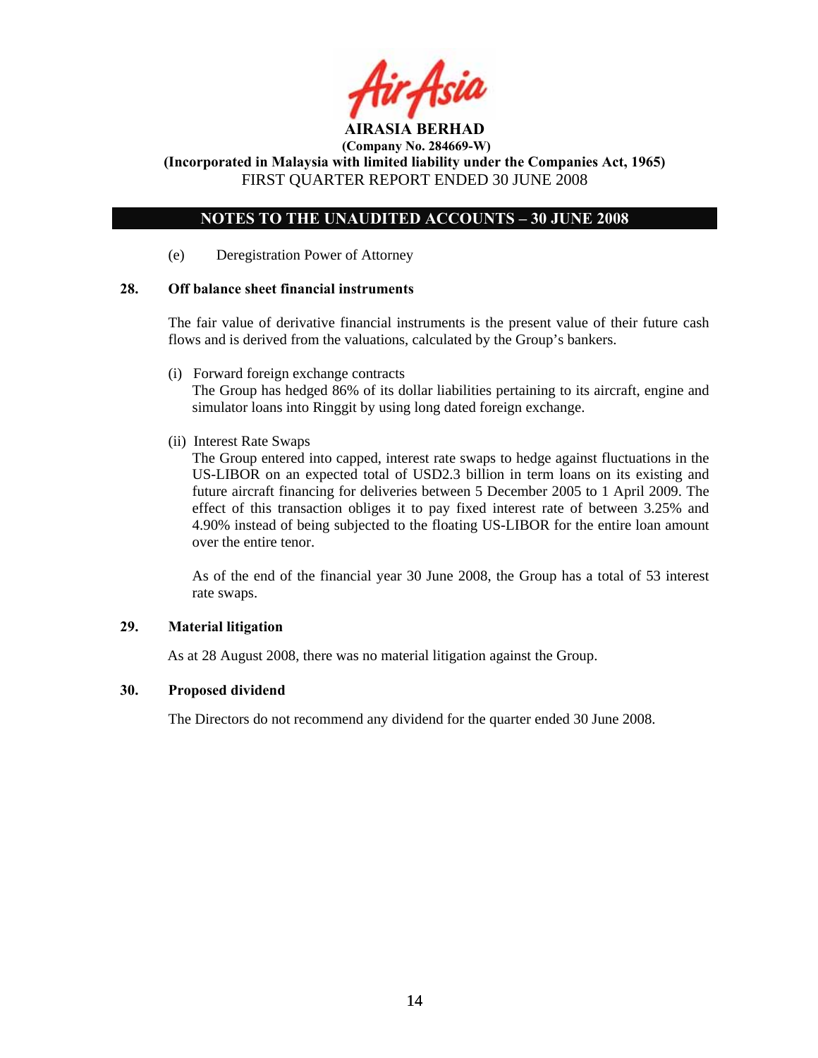(e) Deregistration Power of Attorney

## 28. Off balance sheet financial instruments

The fair value of derivative financial instruments is the present value of their future cash flows and is derived from the valuations, calculated by the Group's bankers.

(i) Forward foreign exchange contracts
The Group has hedged 86% of its dollar liabilities pertaining to its aircraft, engine and simulator loans into Ringgit by using long dated foreign exchange.

(ii) Interest Rate Swaps
The Group entered into capped, interest rate swaps to hedge against fluctuations in the US-LIBOR on an expected total of USD2.3 billion in term loans on its existing and future aircraft financing for deliveries between 5 December 2005 to 1 April 2009. The effect of this transaction obliges it to pay fixed interest rate of between 3.25% and 4.90% instead of being subjected to the floating US-LIBOR for the entire loan amount over the entire tenor.

As of the end of the financial year 30 June 2008, the Group has a total of 53 interest rate swaps.

## 29. Material litigation

As at 28 August 2008, there was no material litigation against the Group.

## 30. Proposed dividend

The Directors do not recommend any dividend for the quarter ended 30 June 2008.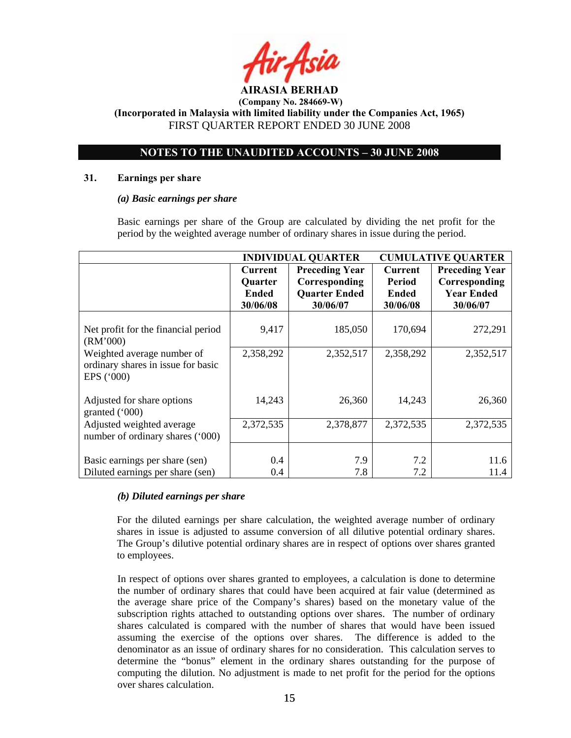**AIRASIA BERHAD**
**(Company No. 284669-W)**
**(Incorporated in Malaysia with limited liability under the Companies Act, 1965)**
FIRST QUARTER REPORT ENDED 30 JUNE 2008

## NOTES TO THE UNAUDITED ACCOUNTS – 30 JUNE 2008

### 31. Earnings per share

#### *(a) Basic earnings per share*

Basic earnings per share of the Group are calculated by dividing the net profit for the period by the weighted average number of ordinary shares in issue during the period.

| | **INDIVIDUAL QUARTER** | | **CUMULATIVE QUARTER** | |
|---|---|---|---|---|
| | **Current Quarter Ended 30/06/08** | **Preceding Year Corresponding Quarter Ended 30/06/07** | **Current Period Ended 30/06/08** | **Preceding Year Corresponding Year Ended 30/06/07** |
| Net profit for the financial period (RM'000) | 9,417 | 185,050 | 170,694 | 272,291 |
| Weighted average number of ordinary shares in issue for basic EPS ('000) | 2,358,292 | 2,352,517 | 2,358,292 | 2,352,517 |
| Adjusted for share options granted ('000) | 14,243 | 26,360 | 14,243 | 26,360 |
| Adjusted weighted average number of ordinary shares ('000) | 2,372,535 | 2,378,877 | 2,372,535 | 2,372,535 |
| Basic earnings per share (sen) | 0.4 | 7.9 | 7.2 | 11.6 |
| Diluted earnings per share (sen) | 0.4 | 7.8 | 7.2 | 11.4 |

#### *(b) Diluted earnings per share*

For the diluted earnings per share calculation, the weighted average number of ordinary shares in issue is adjusted to assume conversion of all dilutive potential ordinary shares. The Group's dilutive potential ordinary shares are in respect of options over shares granted to employees.

In respect of options over shares granted to employees, a calculation is done to determine the number of ordinary shares that could have been acquired at fair value (determined as the average share price of the Company's shares) based on the monetary value of the subscription rights attached to outstanding options over shares. The number of ordinary shares calculated is compared with the number of shares that would have been issued assuming the exercise of the options over shares. The difference is added to the denominator as an issue of ordinary shares for no consideration. This calculation serves to determine the "bonus" element in the ordinary shares outstanding for the purpose of computing the dilution. No adjustment is made to net profit for the period for the options over shares calculation.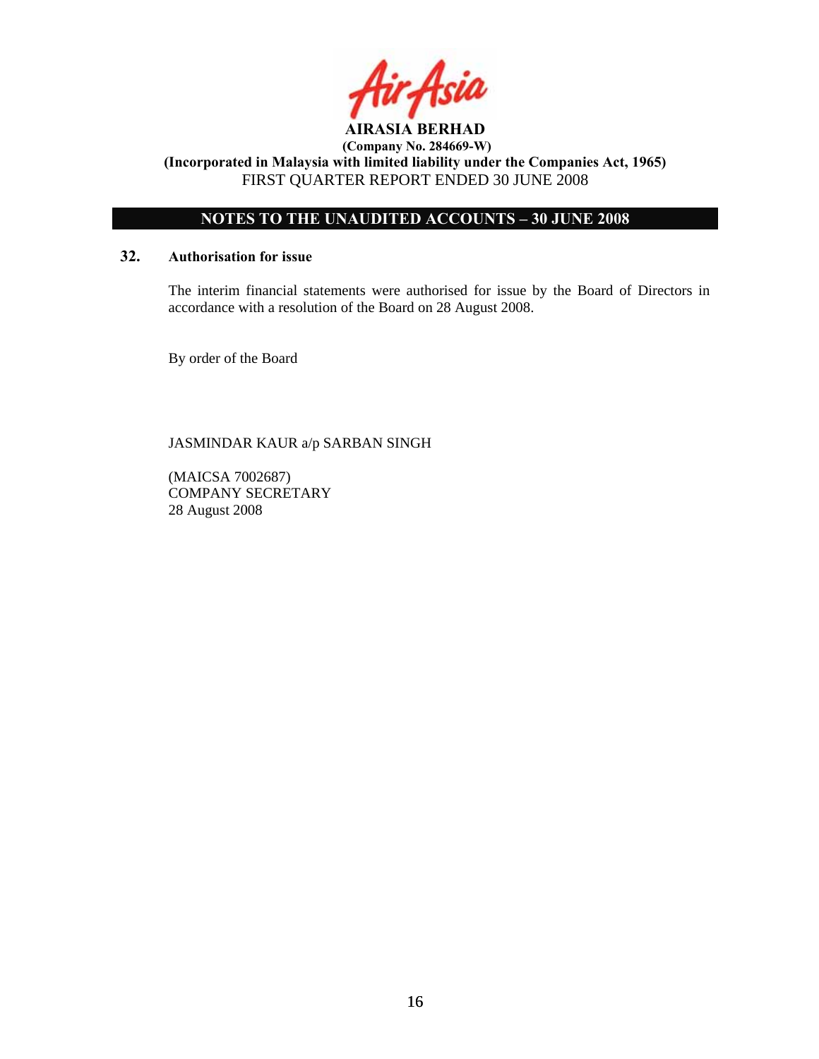**AIRASIA BERHAD**
**(Company No. 284669-W)**
**(Incorporated in Malaysia with limited liability under the Companies Act, 1965)**
FIRST QUARTER REPORT ENDED 30 JUNE 2008

## NOTES TO THE UNAUDITED ACCOUNTS – 30 JUNE 2008

### 32. Authorisation for issue

The interim financial statements were authorised for issue by the Board of Directors in accordance with a resolution of the Board on 28 August 2008.

By order of the Board

JASMINDAR KAUR a/p SARBAN SINGH

(MAICSA 7002687)
COMPANY SECRETARY
28 August 2008